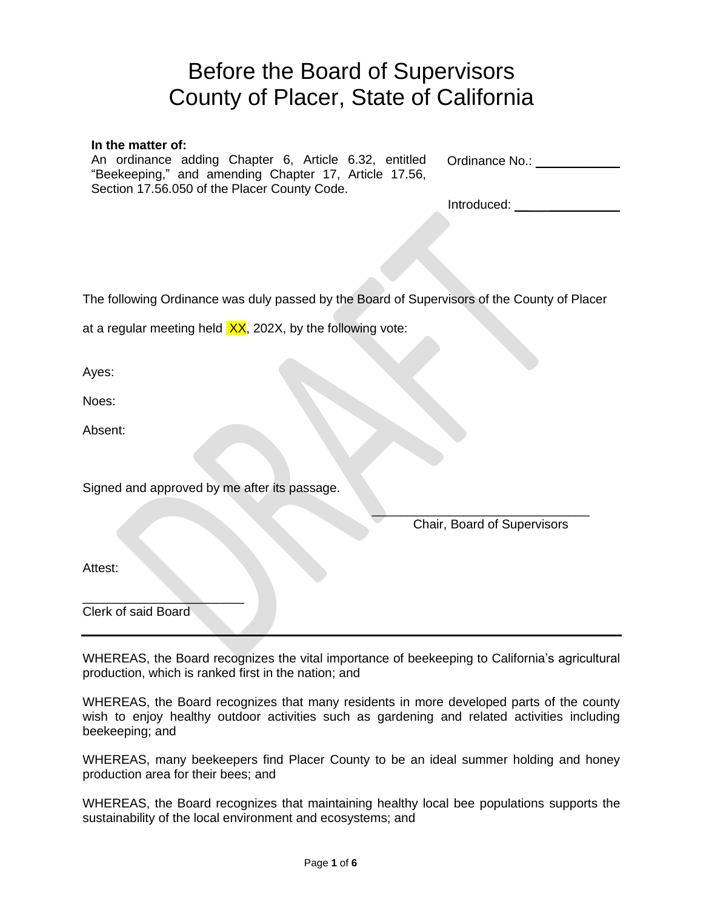# Before the Board of Supervisors
# County of Placer, State of California

**In the matter of:**
An ordinance adding Chapter 6, Article 6.32, entitled "Beekeeping," and amending Chapter 17, Article 17.56, Section 17.56.050 of the Placer County Code.

Ordinance No.: ___________

Introduced: ______________

The following Ordinance was duly passed by the Board of Supervisors of the County of Placer at a regular meeting held XX, 202X, by the following vote:

Ayes:

Noes:

Absent:

Signed and approved by me after its passage.

_______________________________
Chair, Board of Supervisors

Attest:

_______________________
Clerk of said Board

---

WHEREAS, the Board recognizes the vital importance of beekeeping to California's agricultural production, which is ranked first in the nation; and

WHEREAS, the Board recognizes that many residents in more developed parts of the county wish to enjoy healthy outdoor activities such as gardening and related activities including beekeeping; and

WHEREAS, many beekeepers find Placer County to be an ideal summer holding and honey production area for their bees; and

WHEREAS, the Board recognizes that maintaining healthy local bee populations supports the sustainability of the local environment and ecosystems; and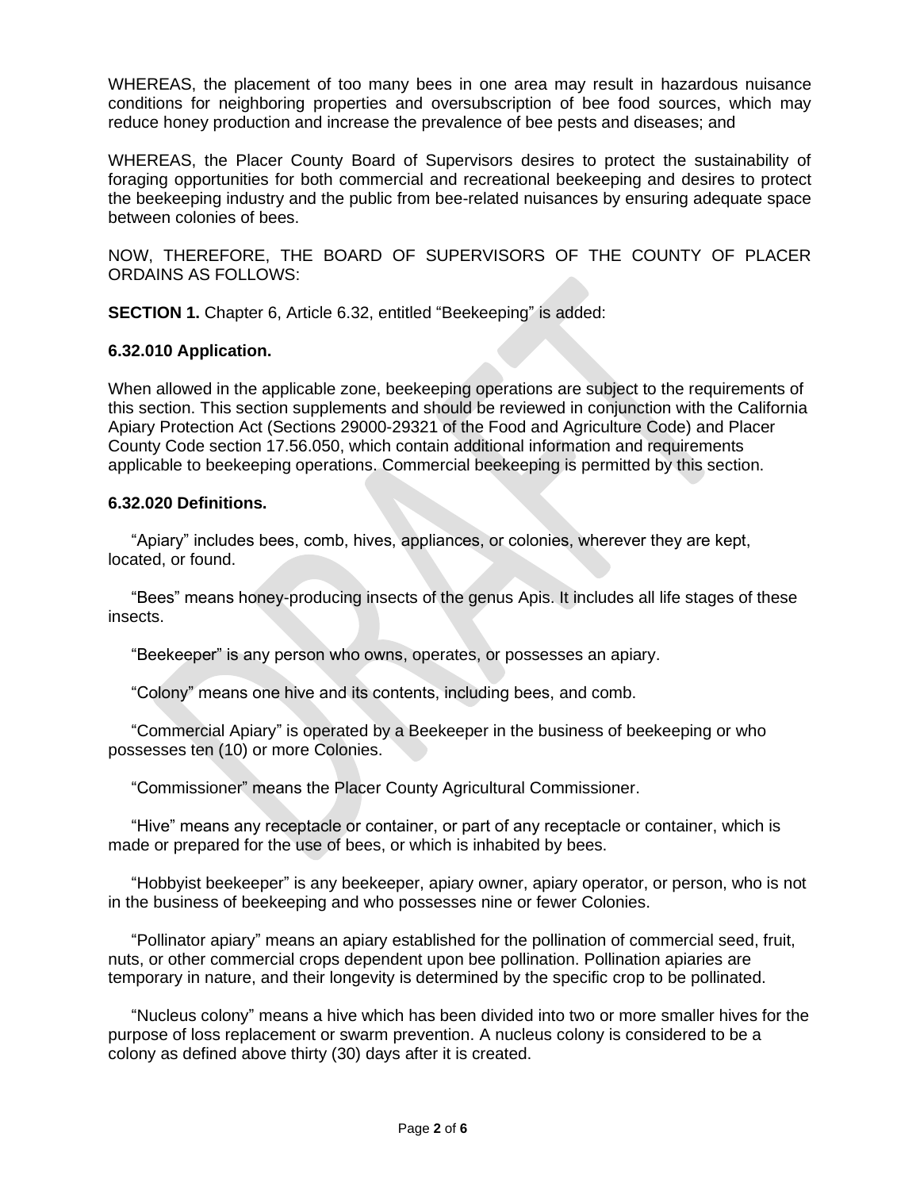WHEREAS, the placement of too many bees in one area may result in hazardous nuisance conditions for neighboring properties and oversubscription of bee food sources, which may reduce honey production and increase the prevalence of bee pests and diseases; and

WHEREAS, the Placer County Board of Supervisors desires to protect the sustainability of foraging opportunities for both commercial and recreational beekeeping and desires to protect the beekeeping industry and the public from bee-related nuisances by ensuring adequate space between colonies of bees.

NOW, THEREFORE, THE BOARD OF SUPERVISORS OF THE COUNTY OF PLACER ORDAINS AS FOLLOWS:

**SECTION 1.** Chapter 6, Article 6.32, entitled "Beekeeping" is added:

**6.32.010 Application.**

When allowed in the applicable zone, beekeeping operations are subject to the requirements of this section. This section supplements and should be reviewed in conjunction with the California Apiary Protection Act (Sections 29000-29321 of the Food and Agriculture Code) and Placer County Code section 17.56.050, which contain additional information and requirements applicable to beekeeping operations. Commercial beekeeping is permitted by this section.

**6.32.020 Definitions.**

"Apiary" includes bees, comb, hives, appliances, or colonies, wherever they are kept, located, or found.

"Bees" means honey-producing insects of the genus Apis. It includes all life stages of these insects.

"Beekeeper" is any person who owns, operates, or possesses an apiary.

"Colony" means one hive and its contents, including bees, and comb.

"Commercial Apiary" is operated by a Beekeeper in the business of beekeeping or who possesses ten (10) or more Colonies.

"Commissioner" means the Placer County Agricultural Commissioner.

"Hive" means any receptacle or container, or part of any receptacle or container, which is made or prepared for the use of bees, or which is inhabited by bees.

"Hobbyist beekeeper" is any beekeeper, apiary owner, apiary operator, or person, who is not in the business of beekeeping and who possesses nine or fewer Colonies.

"Pollinator apiary" means an apiary established for the pollination of commercial seed, fruit, nuts, or other commercial crops dependent upon bee pollination. Pollination apiaries are temporary in nature, and their longevity is determined by the specific crop to be pollinated.

"Nucleus colony" means a hive which has been divided into two or more smaller hives for the purpose of loss replacement or swarm prevention. A nucleus colony is considered to be a colony as defined above thirty (30) days after it is created.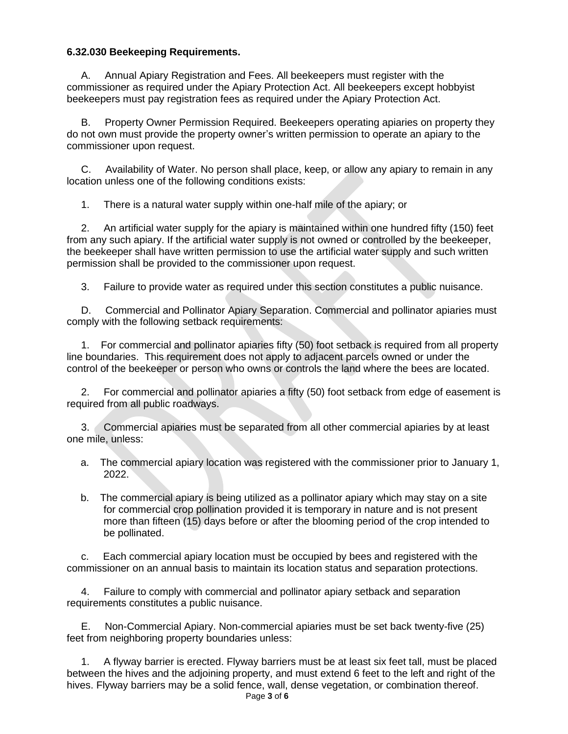**6.32.030 Beekeeping Requirements.**

A. Annual Apiary Registration and Fees. All beekeepers must register with the commissioner as required under the Apiary Protection Act. All beekeepers except hobbyist beekeepers must pay registration fees as required under the Apiary Protection Act.

B. Property Owner Permission Required. Beekeepers operating apiaries on property they do not own must provide the property owner's written permission to operate an apiary to the commissioner upon request.

C. Availability of Water. No person shall place, keep, or allow any apiary to remain in any location unless one of the following conditions exists:

1. There is a natural water supply within one-half mile of the apiary; or

2. An artificial water supply for the apiary is maintained within one hundred fifty (150) feet from any such apiary. If the artificial water supply is not owned or controlled by the beekeeper, the beekeeper shall have written permission to use the artificial water supply and such written permission shall be provided to the commissioner upon request.

3. Failure to provide water as required under this section constitutes a public nuisance.

D. Commercial and Pollinator Apiary Separation. Commercial and pollinator apiaries must comply with the following setback requirements:

1. For commercial and pollinator apiaries fifty (50) foot setback is required from all property line boundaries. This requirement does not apply to adjacent parcels owned or under the control of the beekeeper or person who owns or controls the land where the bees are located.

2. For commercial and pollinator apiaries a fifty (50) foot setback from edge of easement is required from all public roadways.

3. Commercial apiaries must be separated from all other commercial apiaries by at least one mile, unless:

a. The commercial apiary location was registered with the commissioner prior to January 1, 2022.

b. The commercial apiary is being utilized as a pollinator apiary which may stay on a site for commercial crop pollination provided it is temporary in nature and is not present more than fifteen (15) days before or after the blooming period of the crop intended to be pollinated.

c. Each commercial apiary location must be occupied by bees and registered with the commissioner on an annual basis to maintain its location status and separation protections.

4. Failure to comply with commercial and pollinator apiary setback and separation requirements constitutes a public nuisance.

E. Non-Commercial Apiary. Non-commercial apiaries must be set back twenty-five (25) feet from neighboring property boundaries unless:

1. A flyway barrier is erected. Flyway barriers must be at least six feet tall, must be placed between the hives and the adjoining property, and must extend 6 feet to the left and right of the hives. Flyway barriers may be a solid fence, wall, dense vegetation, or combination thereof.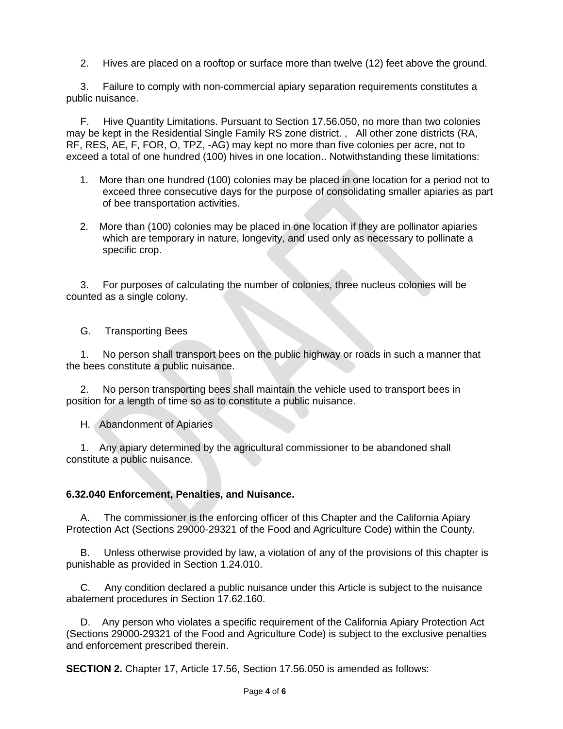2. Hives are placed on a rooftop or surface more than twelve (12) feet above the ground.

3. Failure to comply with non-commercial apiary separation requirements constitutes a public nuisance.

F. Hive Quantity Limitations. Pursuant to Section 17.56.050, no more than two colonies may be kept in the Residential Single Family RS zone district. , All other zone districts (RA, RF, RES, AE, F, FOR, O, TPZ, -AG) may kept no more than five colonies per acre, not to exceed a total of one hundred (100) hives in one location.. Notwithstanding these limitations:

1. More than one hundred (100) colonies may be placed in one location for a period not to exceed three consecutive days for the purpose of consolidating smaller apiaries as part of bee transportation activities.

2. More than (100) colonies may be placed in one location if they are pollinator apiaries which are temporary in nature, longevity, and used only as necessary to pollinate a specific crop.

3. For purposes of calculating the number of colonies, three nucleus colonies will be counted as a single colony.

G. Transporting Bees

1. No person shall transport bees on the public highway or roads in such a manner that the bees constitute a public nuisance.

2. No person transporting bees shall maintain the vehicle used to transport bees in position for a length of time so as to constitute a public nuisance.

H. Abandonment of Apiaries

1. Any apiary determined by the agricultural commissioner to be abandoned shall constitute a public nuisance.

**6.32.040 Enforcement, Penalties, and Nuisance.**

A. The commissioner is the enforcing officer of this Chapter and the California Apiary Protection Act (Sections 29000-29321 of the Food and Agriculture Code) within the County.

B. Unless otherwise provided by law, a violation of any of the provisions of this chapter is punishable as provided in Section 1.24.010.

C. Any condition declared a public nuisance under this Article is subject to the nuisance abatement procedures in Section 17.62.160.

D. Any person who violates a specific requirement of the California Apiary Protection Act (Sections 29000-29321 of the Food and Agriculture Code) is subject to the exclusive penalties and enforcement prescribed therein.

**SECTION 2.** Chapter 17, Article 17.56, Section 17.56.050 is amended as follows: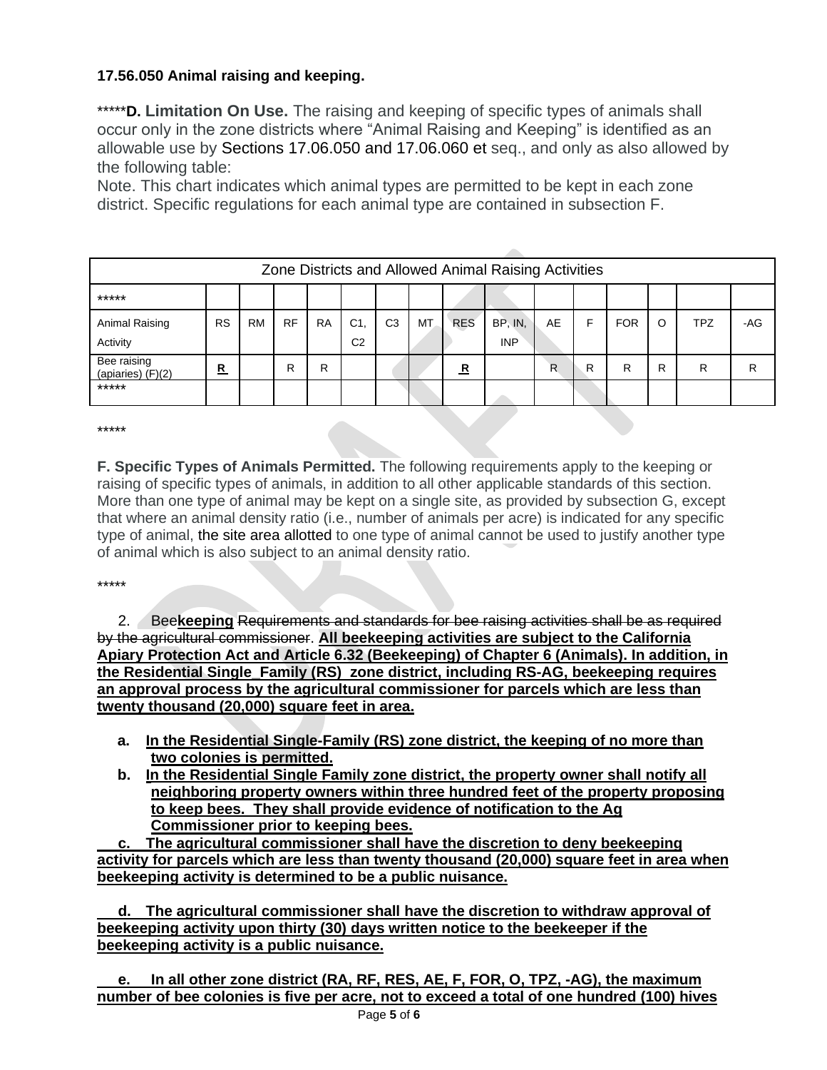**17.56.050 Animal raising and keeping.**

*****D. Limitation On Use.** The raising and keeping of specific types of animals shall occur only in the zone districts where "Animal Raising and Keeping" is identified as an allowable use by Sections 17.06.050 and 17.06.060 et seq., and only as also allowed by the following table:

Note. This chart indicates which animal types are permitted to be kept in each zone district. Specific regulations for each animal type are contained in subsection F.

| Zone Districts and Allowed Animal Raising Activities | | | | | | | | | | | | | | | |
|---|---|---|---|---|---|---|---|---|---|---|---|---|---|---|---|
| ***** | | | | | | | | | | | | | | | |
| Animal Raising Activity | RS | RM | RF | RA | C1, C2 | C3 | MT | RES | BP, IN, INP | AE | F | FOR | O | TPZ | -AG |
| Bee raising (apiaries) (F)(2) | <u>**R**</u> | | R | R | | | | <u>**R**</u> | | R | R | R | R | R | R |
| ***** | | | | | | | | | | | | | | | |

*****

**F. Specific Types of Animals Permitted.** The following requirements apply to the keeping or raising of specific types of animals, in addition to all other applicable standards of this section. More than one type of animal may be kept on a single site, as provided by subsection G, except that where an animal density ratio (i.e., number of animals per acre) is indicated for any specific type of animal, the site area allotted to one type of animal cannot be used to justify another type of animal which is also subject to an animal density ratio.

*****

2. Bee<u>**keeping**</u> ~~Requirements and standards for bee raising activities shall be as required by the agricultural commissioner~~. <u>**All beekeeping activities are subject to the California Apiary Protection Act and Article 6.32 (Beekeeping) of Chapter 6 (Animals). In addition, in the Residential Single Family (RS) zone district, including RS-AG, beekeeping requires an approval process by the agricultural commissioner for parcels which are less than twenty thousand (20,000) square feet in area.**</u>

   **a.** <u>**In the Residential Single-Family (RS) zone district, the keeping of no more than two colonies is permitted.**</u>

   **b.** <u>**In the Residential Single Family zone district, the property owner shall notify all neighboring property owners within three hundred feet of the property proposing to keep bees. They shall provide evidence of notification to the Ag Commissioner prior to keeping bees.**</u>

   <u>**c. The agricultural commissioner shall have the discretion to deny beekeeping activity for parcels which are less than twenty thousand (20,000) square feet in area when beekeeping activity is determined to be a public nuisance.**</u>

   <u>**d. The agricultural commissioner shall have the discretion to withdraw approval of beekeeping activity upon thirty (30) days written notice to the beekeeper if the beekeeping activity is a public nuisance.**</u>

   <u>**e. In all other zone district (RA, RF, RES, AE, F, FOR, O, TPZ, -AG), the maximum number of bee colonies is five per acre, not to exceed a total of one hundred (100) hives**</u>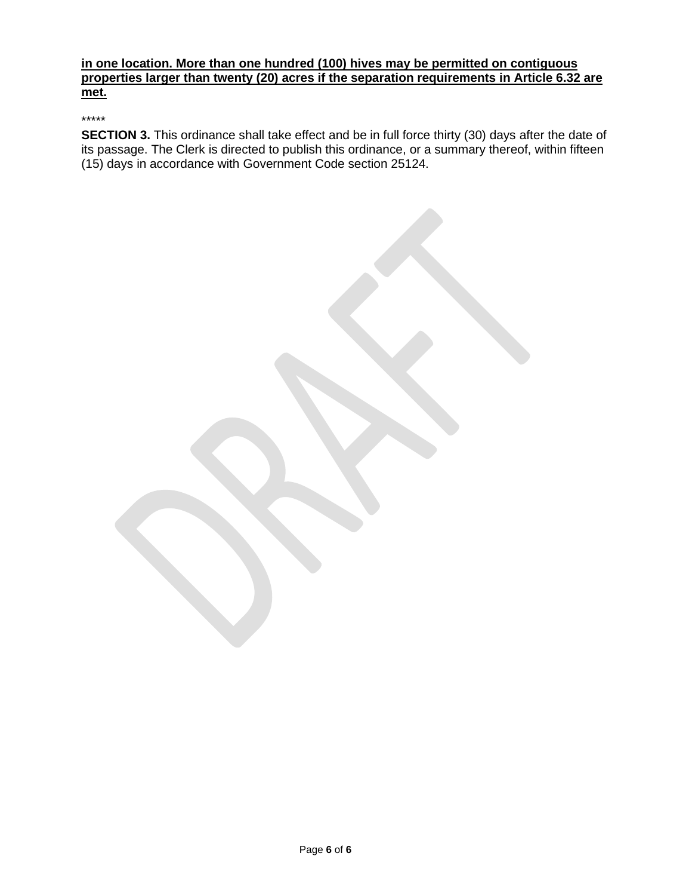**<u>in one location. More than one hundred (100) hives may be permitted on contiguous properties larger than twenty (20) acres if the separation requirements in Article 6.32 are met.</u>**

*****

**SECTION 3.** This ordinance shall take effect and be in full force thirty (30) days after the date of its passage. The Clerk is directed to publish this ordinance, or a summary thereof, within fifteen (15) days in accordance with Government Code section 25124.